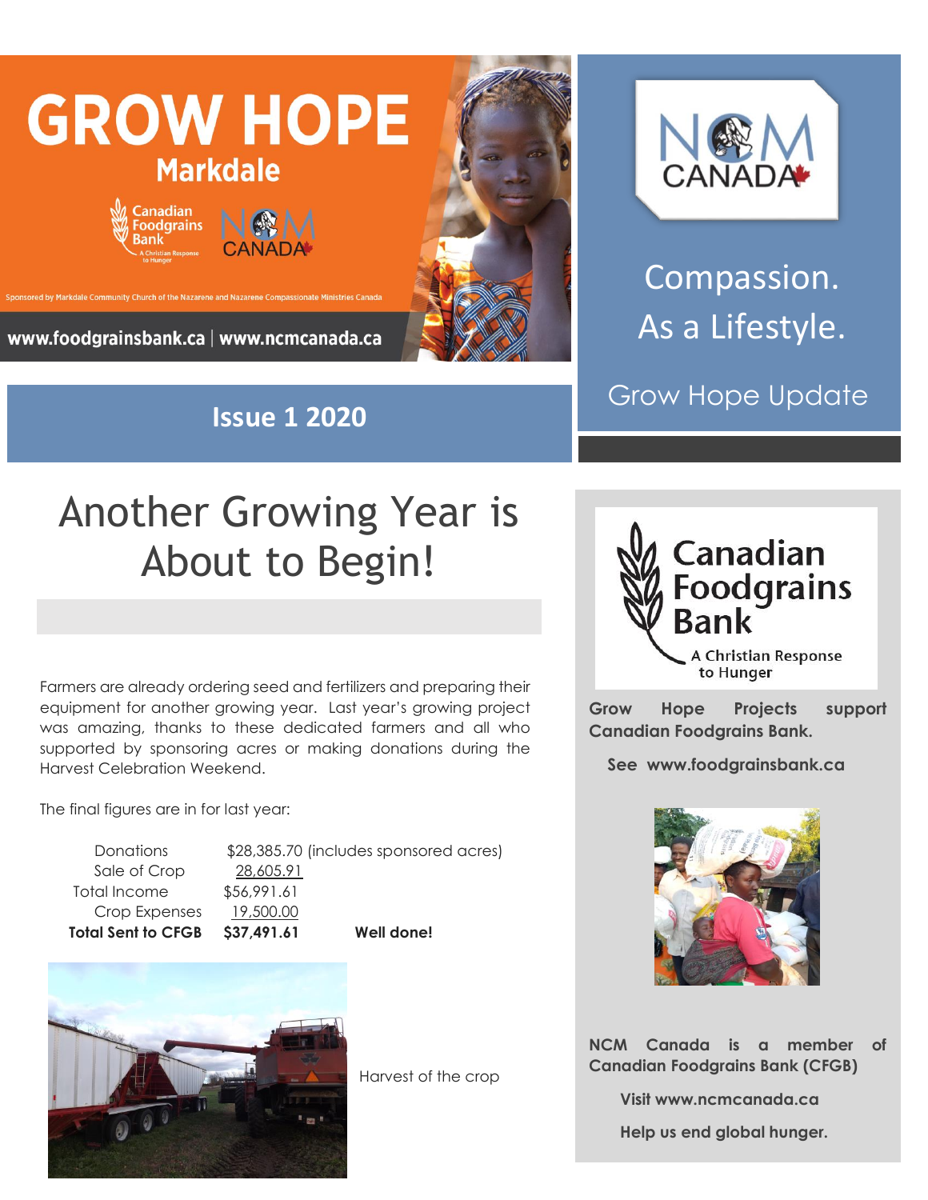# GROW HOPE

## Markdale

Canadian Foodgrains Bank — A Christian Response to Hunger

NCM CANADA

Sponsored by Markdale Community Church of the Nazarene and Nazarene Compassionate Ministries Canada

www.foodgrainsbank.ca | www.ncmcanada.ca

**Issue 1 2020**

NCM CANADA

Compassion. As a Lifestyle.

Grow Hope Update

# Another Growing Year is About to Begin!

Farmers are already ordering seed and fertilizers and preparing their equipment for another growing year. Last year's growing project was amazing, thanks to these dedicated farmers and all who supported by sponsoring acres or making donations during the Harvest Celebration Weekend.

The final figures are in for last year:

| | | |
|---|---|---|
| Donations | $28,385.70 (includes sponsored acres) | |
| Sale of Crop | 28,605.91 | |
| Total Income | $56,991.61 | |
| Crop Expenses | 19,500.00 | |
| **Total Sent to CFGB** | **$37,491.61** | **Well done!** |

Harvest of the crop

Canadian Foodgrains Bank — A Christian Response to Hunger

**Grow Hope Projects support Canadian Foodgrains Bank.**

**See www.foodgrainsbank.ca**

**NCM Canada is a member of Canadian Foodgrains Bank (CFGB)**

**Visit www.ncmcanada.ca**

**Help us end global hunger.**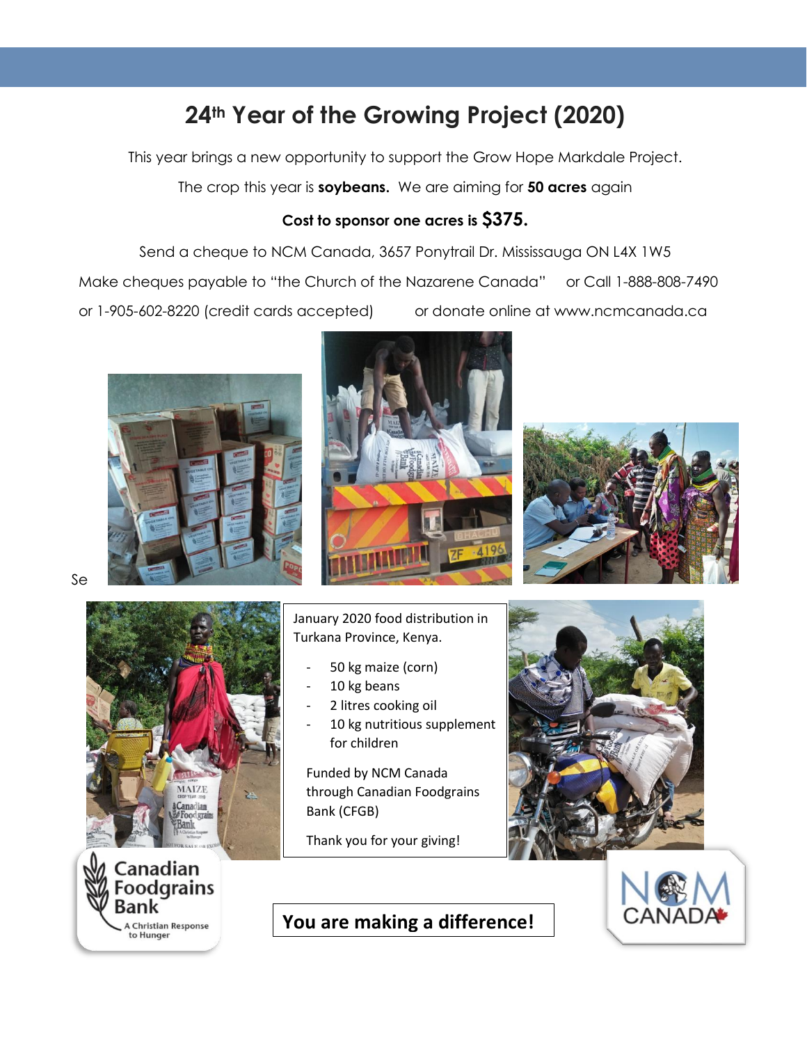# 24th Year of the Growing Project (2020)

This year brings a new opportunity to support the Grow Hope Markdale Project.

The crop this year is **soybeans.** We are aiming for **50 acres** again

**Cost to sponsor one acres is $375.**

Send a cheque to NCM Canada, 3657 Ponytrail Dr. Mississauga ON L4X 1W5

Make cheques payable to "the Church of the Nazarene Canada" or Call 1-888-808-7490 or 1-905-602-8220 (credit cards accepted) or donate online at www.ncmcanada.ca

Se

January 2020 food distribution in Turkana Province, Kenya.

- 50 kg maize (corn)
- 10 kg beans
- 2 litres cooking oil
- 10 kg nutritious supplement for children

Funded by NCM Canada through Canadian Foodgrains Bank (CFGB)

Thank you for your giving!

Canadian Foodgrains Bank
A Christian Response to Hunger

**You are making a difference!**

NCM CANADA